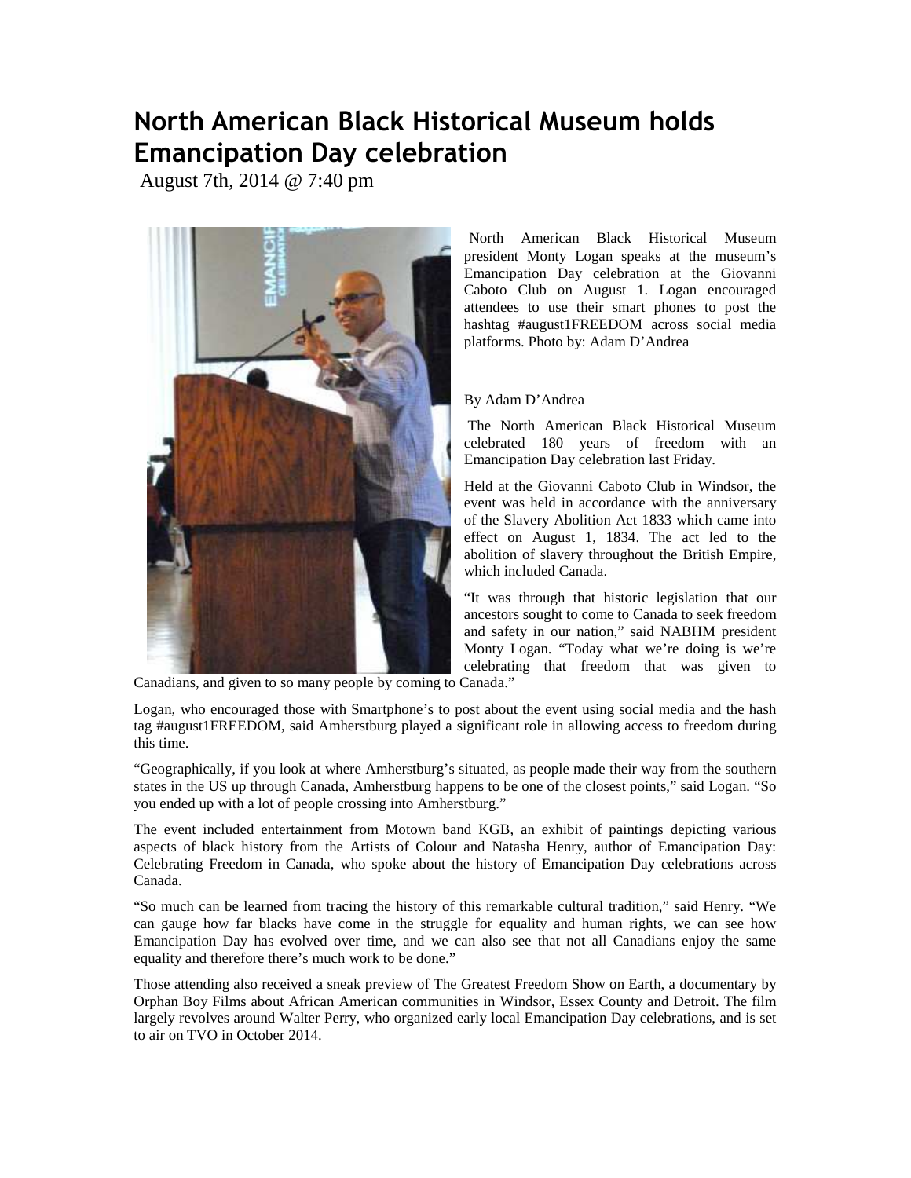# North American Black Historical Museum holds Emancipation Day celebration

August 7th, 2014 @ 7:40 pm

North American Black Historical Museum president Monty Logan speaks at the museum's Emancipation Day celebration at the Giovanni Caboto Club on August 1. Logan encouraged attendees to use their smart phones to post the hashtag #august1FREEDOM across social media platforms. Photo by: Adam D'Andrea

By Adam D'Andrea

The North American Black Historical Museum celebrated 180 years of freedom with an Emancipation Day celebration last Friday.

Held at the Giovanni Caboto Club in Windsor, the event was held in accordance with the anniversary of the Slavery Abolition Act 1833 which came into effect on August 1, 1834. The act led to the abolition of slavery throughout the British Empire, which included Canada.

"It was through that historic legislation that our ancestors sought to come to Canada to seek freedom and safety in our nation," said NABHM president Monty Logan. "Today what we're doing is we're celebrating that freedom that was given to Canadians, and given to so many people by coming to Canada."

Logan, who encouraged those with Smartphone's to post about the event using social media and the hash tag #august1FREEDOM, said Amherstburg played a significant role in allowing access to freedom during this time.

"Geographically, if you look at where Amherstburg's situated, as people made their way from the southern states in the US up through Canada, Amherstburg happens to be one of the closest points," said Logan. "So you ended up with a lot of people crossing into Amherstburg."

The event included entertainment from Motown band KGB, an exhibit of paintings depicting various aspects of black history from the Artists of Colour and Natasha Henry, author of Emancipation Day: Celebrating Freedom in Canada, who spoke about the history of Emancipation Day celebrations across Canada.

"So much can be learned from tracing the history of this remarkable cultural tradition," said Henry. "We can gauge how far blacks have come in the struggle for equality and human rights, we can see how Emancipation Day has evolved over time, and we can also see that not all Canadians enjoy the same equality and therefore there's much work to be done."

Those attending also received a sneak preview of The Greatest Freedom Show on Earth, a documentary by Orphan Boy Films about African American communities in Windsor, Essex County and Detroit. The film largely revolves around Walter Perry, who organized early local Emancipation Day celebrations, and is set to air on TVO in October 2014.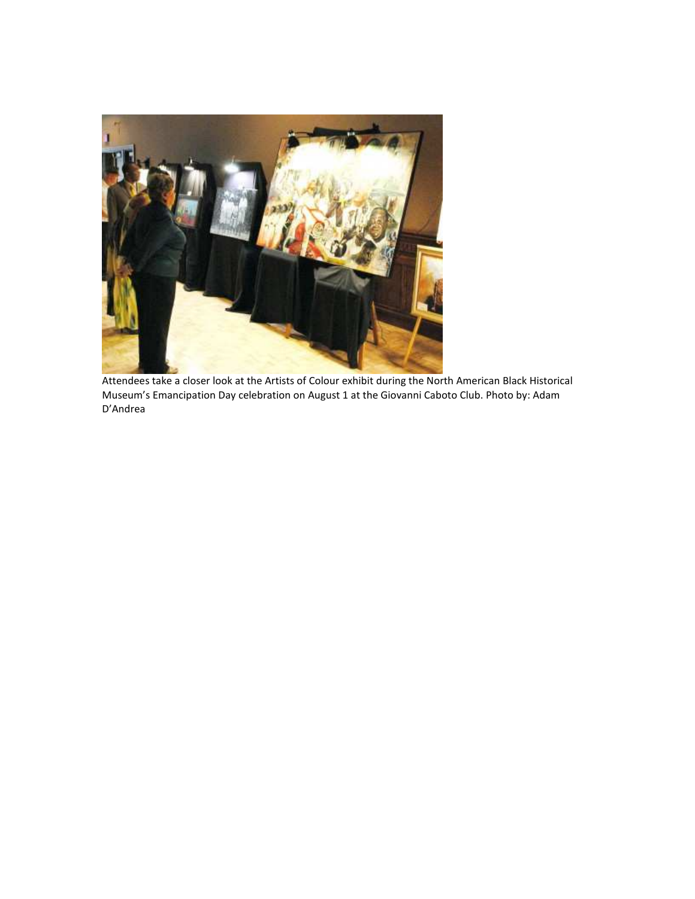Attendees take a closer look at the Artists of Colour exhibit during the North American Black Historical Museum's Emancipation Day celebration on August 1 at the Giovanni Caboto Club. Photo by: Adam D'Andrea